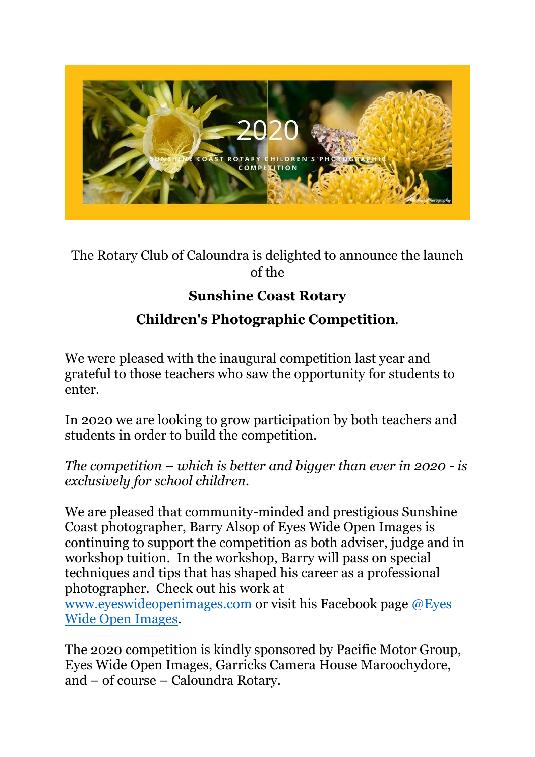2020

SUNSHINE COAST ROTARY CHILDREN'S PHOTOGRAPHIC COMPETITION

The Rotary Club of Caloundra is delighted to announce the launch of the

**Sunshine Coast Rotary**

**Children's Photographic Competition**.

We were pleased with the inaugural competition last year and grateful to those teachers who saw the opportunity for students to enter.

In 2020 we are looking to grow participation by both teachers and students in order to build the competition.

*The competition – which is better and bigger than ever in 2020 - is exclusively for school children.*

We are pleased that community-minded and prestigious Sunshine Coast photographer, Barry Alsop of Eyes Wide Open Images is continuing to support the competition as both adviser, judge and in workshop tuition. In the workshop, Barry will pass on special techniques and tips that has shaped his career as a professional photographer. Check out his work at www.eyeswideopenimages.com or visit his Facebook page @Eyes Wide Open Images.

The 2020 competition is kindly sponsored by Pacific Motor Group, Eyes Wide Open Images, Garricks Camera House Maroochydore, and – of course – Caloundra Rotary.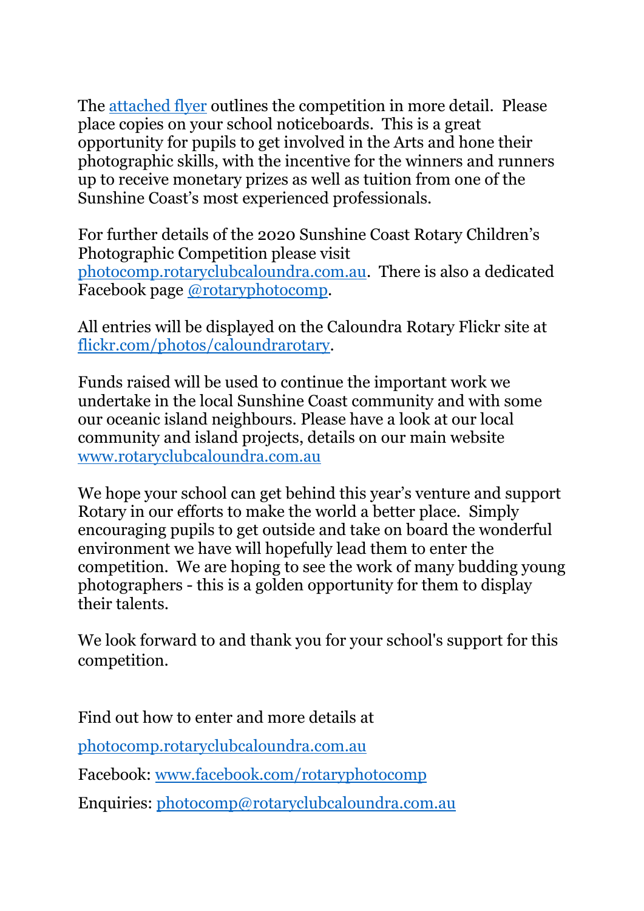The attached flyer outlines the competition in more detail. Please place copies on your school noticeboards. This is a great opportunity for pupils to get involved in the Arts and hone their photographic skills, with the incentive for the winners and runners up to receive monetary prizes as well as tuition from one of the Sunshine Coast's most experienced professionals.

For further details of the 2020 Sunshine Coast Rotary Children's Photographic Competition please visit photocomp.rotaryclubcaloundra.com.au. There is also a dedicated Facebook page @rotaryphotocomp.

All entries will be displayed on the Caloundra Rotary Flickr site at flickr.com/photos/caloundrarotary.

Funds raised will be used to continue the important work we undertake in the local Sunshine Coast community and with some our oceanic island neighbours. Please have a look at our local community and island projects, details on our main website www.rotaryclubcaloundra.com.au

We hope your school can get behind this year's venture and support Rotary in our efforts to make the world a better place. Simply encouraging pupils to get outside and take on board the wonderful environment we have will hopefully lead them to enter the competition. We are hoping to see the work of many budding young photographers - this is a golden opportunity for them to display their talents.

We look forward to and thank you for your school's support for this competition.

Find out how to enter and more details at

photocomp.rotaryclubcaloundra.com.au

Facebook: www.facebook.com/rotaryphotocomp

Enquiries: photocomp@rotaryclubcaloundra.com.au